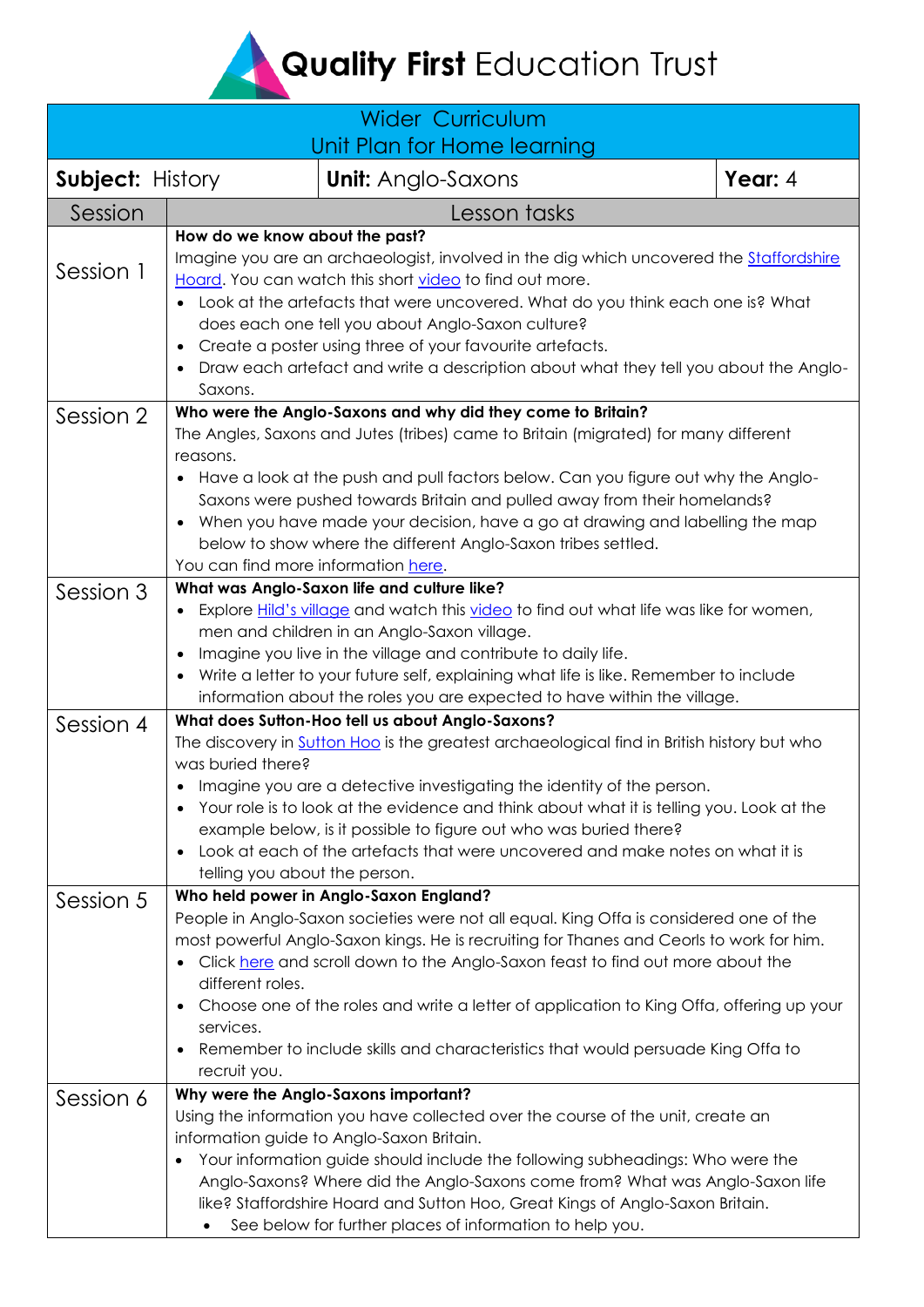# Quality First Education Trust

## Wider Curriculum
## Unit Plan for Home learning

| **Subject:** History | **Unit:** Anglo-Saxons | **Year:** 4 |
|---|---|---|

| Session | Lesson tasks |
|---|---|
| Session 1 | **How do we know about the past?**<br>Imagine you are an archaeologist, involved in the dig which uncovered the Staffordshire Hoard. You can watch this short video to find out more.<br>• Look at the artefacts that were uncovered. What do you think each one is? What does each one tell you about Anglo-Saxon culture?<br>• Create a poster using three of your favourite artefacts.<br>• Draw each artefact and write a description about what they tell you about the Anglo-Saxons. |
| Session 2 | **Who were the Anglo-Saxons and why did they come to Britain?**<br>The Angles, Saxons and Jutes (tribes) came to Britain (migrated) for many different reasons.<br>• Have a look at the push and pull factors below. Can you figure out why the Anglo-Saxons were pushed towards Britain and pulled away from their homelands?<br>• When you have made your decision, have a go at drawing and labelling the map below to show where the different Anglo-Saxon tribes settled.<br>You can find more information here. |
| Session 3 | **What was Anglo-Saxon life and culture like?**<br>• Explore Hild's village and watch this video to find out what life was like for women, men and children in an Anglo-Saxon village.<br>• Imagine you live in the village and contribute to daily life.<br>• Write a letter to your future self, explaining what life is like. Remember to include information about the roles you are expected to have within the village. |
| Session 4 | **What does Sutton-Hoo tell us about Anglo-Saxons?**<br>The discovery in Sutton Hoo is the greatest archaeological find in British history but who was buried there?<br>• Imagine you are a detective investigating the identity of the person.<br>• Your role is to look at the evidence and think about what it is telling you. Look at the example below, is it possible to figure out who was buried there?<br>• Look at each of the artefacts that were uncovered and make notes on what it is telling you about the person. |
| Session 5 | **Who held power in Anglo-Saxon England?**<br>People in Anglo-Saxon societies were not all equal. King Offa is considered one of the most powerful Anglo-Saxon kings. He is recruiting for Thanes and Ceorls to work for him.<br>• Click here and scroll down to the Anglo-Saxon feast to find out more about the different roles.<br>• Choose one of the roles and write a letter of application to King Offa, offering up your services.<br>• Remember to include skills and characteristics that would persuade King Offa to recruit you. |
| Session 6 | **Why were the Anglo-Saxons important?**<br>Using the information you have collected over the course of the unit, create an information guide to Anglo-Saxon Britain.<br>• Your information guide should include the following subheadings: Who were the Anglo-Saxons? Where did the Anglo-Saxons come from? What was Anglo-Saxon life like? Staffordshire Hoard and Sutton Hoo, Great Kings of Anglo-Saxon Britain.<br>• See below for further places of information to help you. |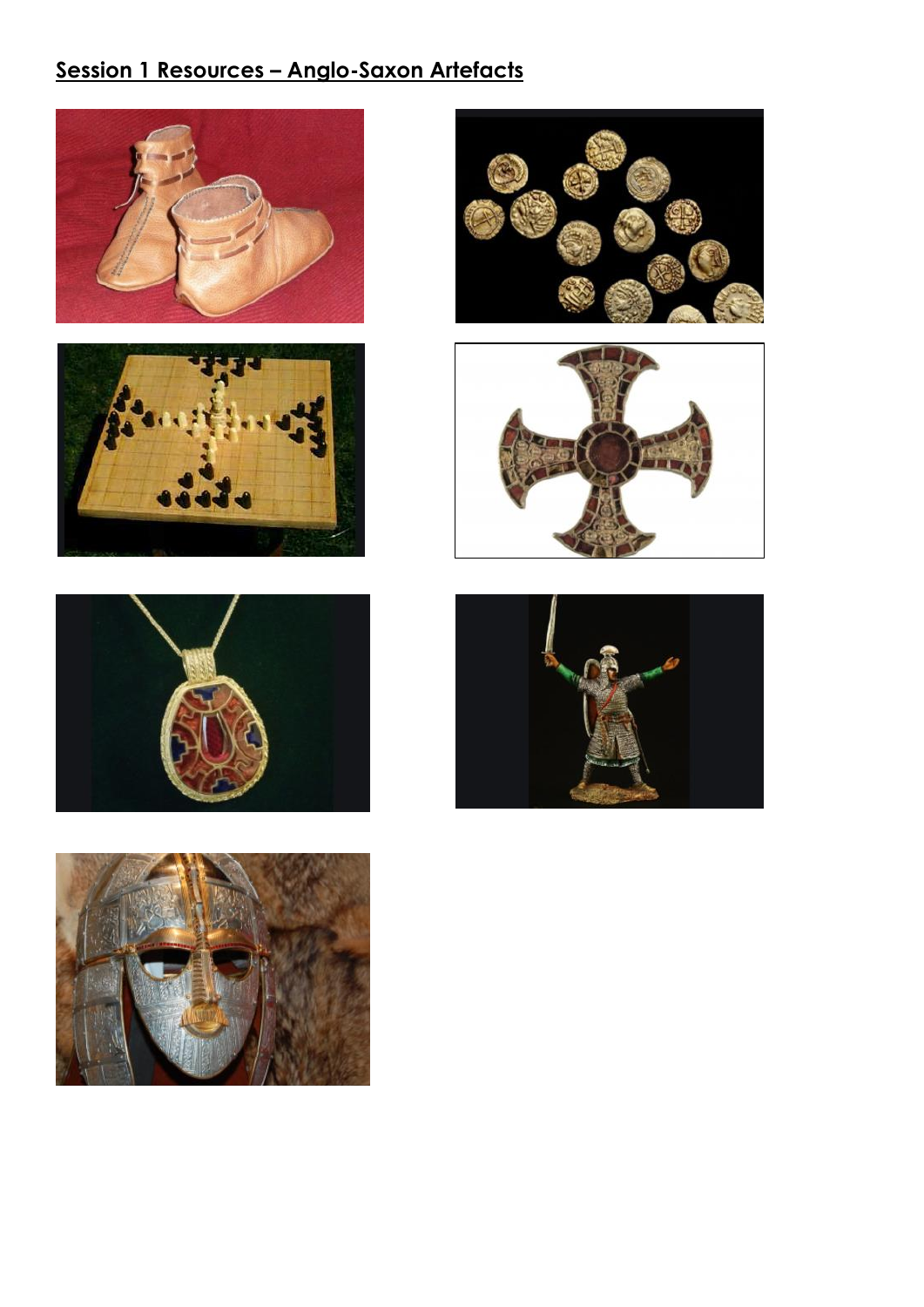## Session 1 Resources – Anglo-Saxon Artefacts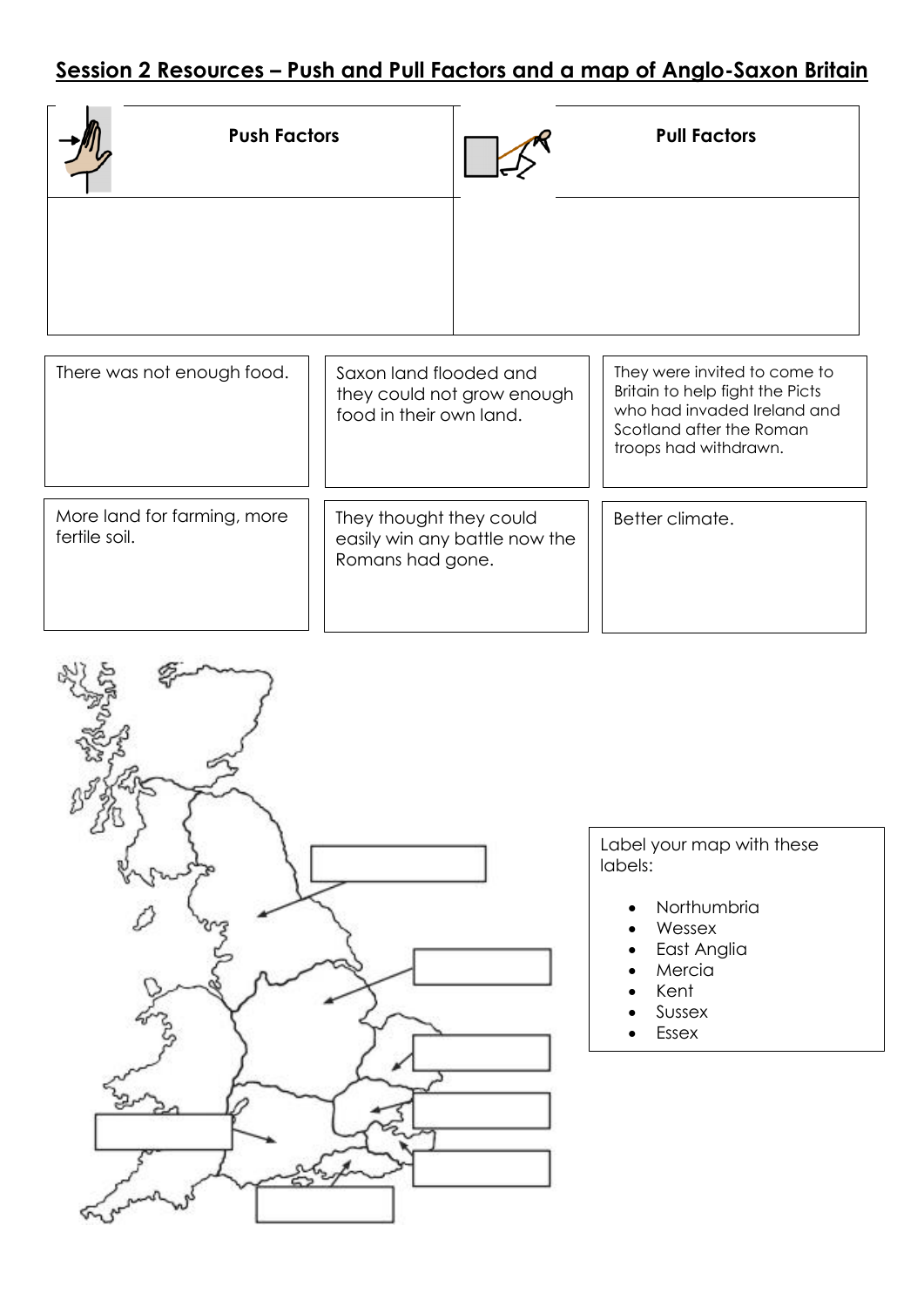## Session 2 Resources – Push and Pull Factors and a map of Anglo-Saxon Britain

| Push Factors | Pull Factors |
| --- | --- |
| | |

| | | |
| --- | --- | --- |
| There was not enough food. | Saxon land flooded and they could not grow enough food in their own land. | They were invited to come to Britain to help fight the Picts who had invaded Ireland and Scotland after the Roman troops had withdrawn. |
| More land for farming, more fertile soil. | They thought they could easily win any battle now the Romans had gone. | Better climate. |

Label your map with these labels:

- Northumbria
- Wessex
- East Anglia
- Mercia
- Kent
- Sussex
- Essex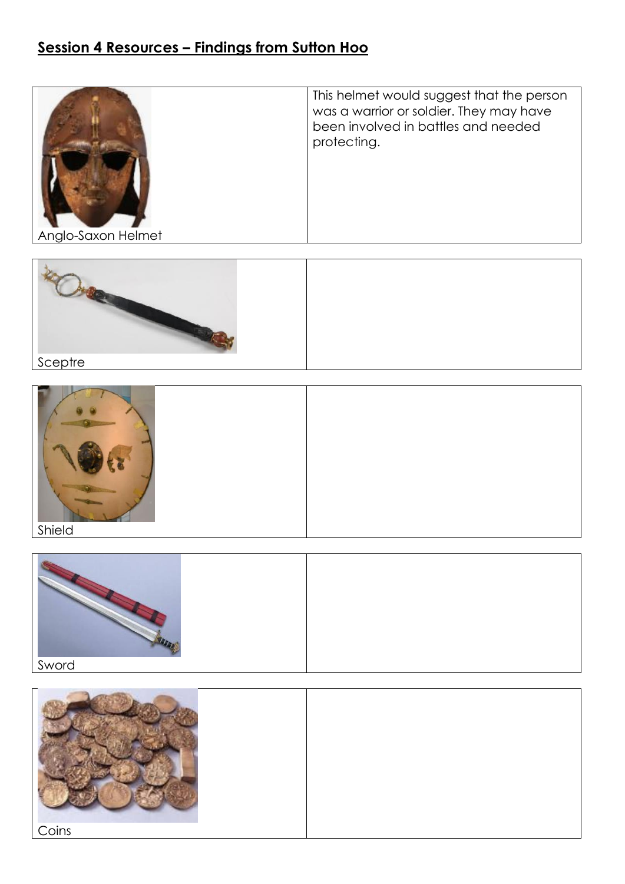## Session 4 Resources – Findings from Sutton Hoo

| | |
|---|---|
| Anglo-Saxon Helmet | This helmet would suggest that the person was a warrior or soldier. They may have been involved in battles and needed protecting. |
| Sceptre | |
| Shield | |
| Sword | |
| Coins | |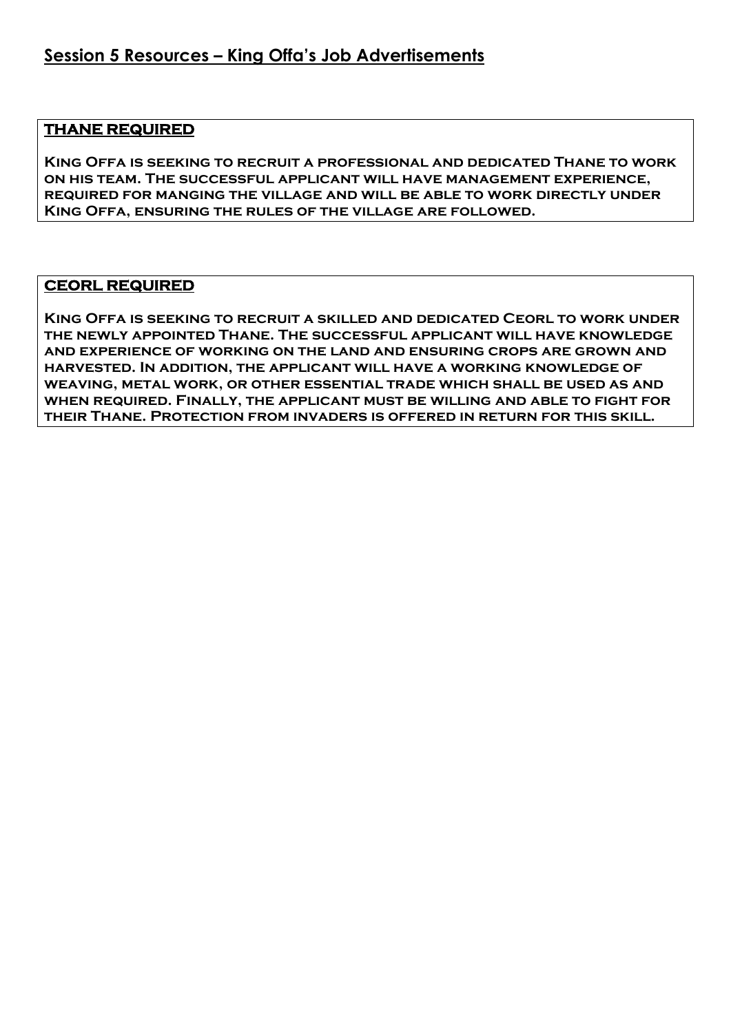## Session 5 Resources – King Offa's Job Advertisements

**THANE REQUIRED**

**King Offa is seeking to recruit a professional and dedicated Thane to work on his team. The successful applicant will have management experience, required for manging the village and will be able to work directly under King Offa, ensuring the rules of the village are followed.**

**CEORL REQUIRED**

**King Offa is seeking to recruit a skilled and dedicated Ceorl to work under the newly appointed Thane. The successful applicant will have knowledge and experience of working on the land and ensuring crops are grown and harvested. In addition, the applicant will have a working knowledge of weaving, metal work, or other essential trade which shall be used as and when required. Finally, the applicant must be willing and able to fight for their Thane. Protection from invaders is offered in return for this skill.**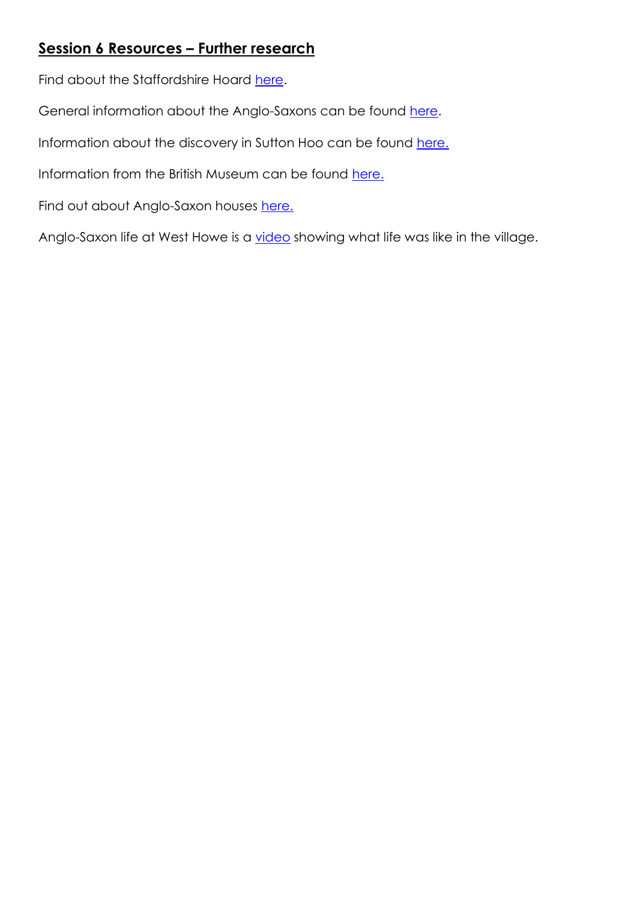## Session 6 Resources – Further research

Find about the Staffordshire Hoard here.

General information about the Anglo-Saxons can be found here.

Information about the discovery in Sutton Hoo can be found here.

Information from the British Museum can be found here.

Find out about Anglo-Saxon houses here.

Anglo-Saxon life at West Howe is a video showing what life was like in the village.